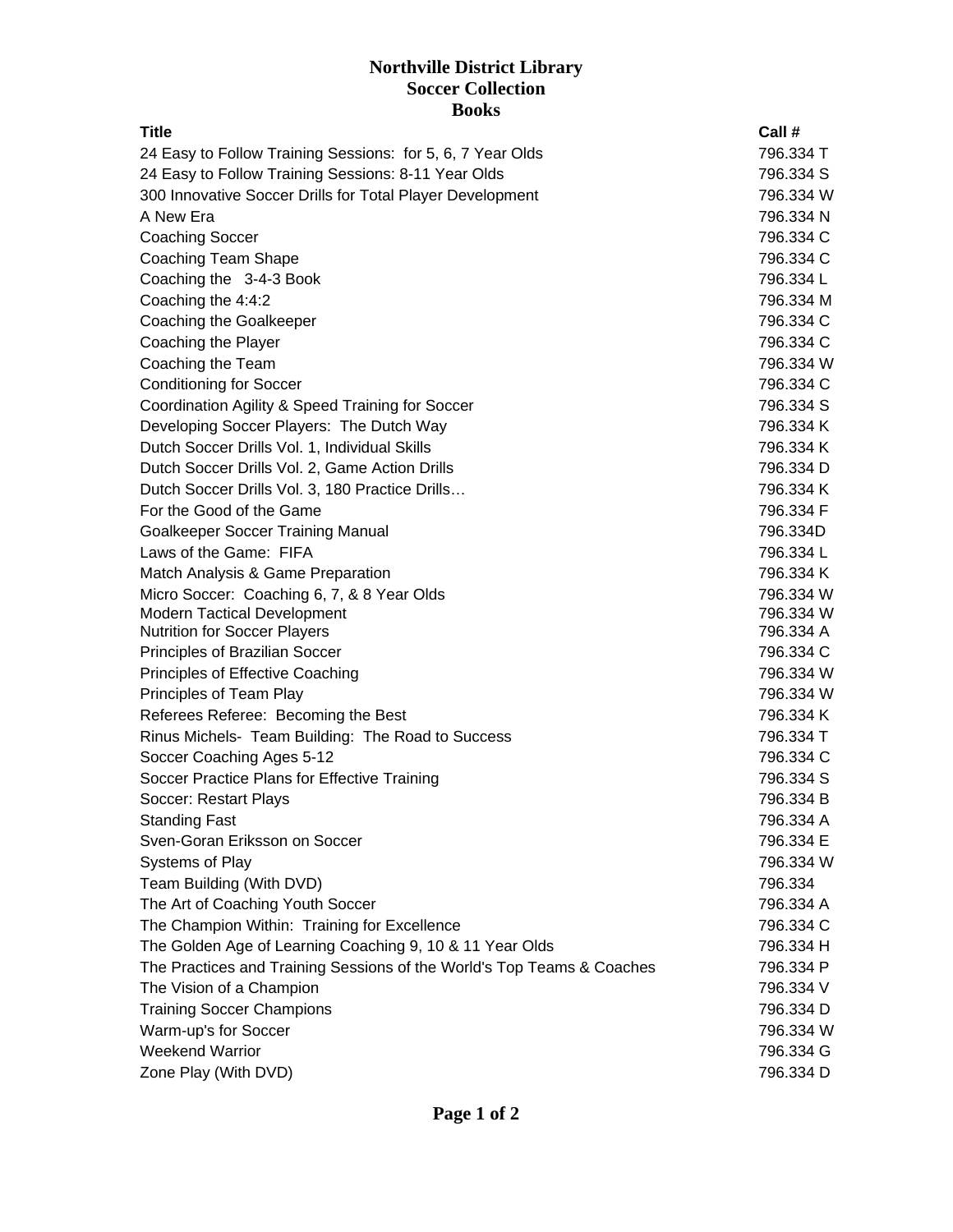# Northville District Library
## Soccer Collection
### Books

| Title | Call # |
|---|---|
| 24 Easy to Follow Training Sessions: for 5, 6, 7 Year Olds | 796.334 T |
| 24 Easy to Follow Training Sessions: 8-11 Year Olds | 796.334 S |
| 300 Innovative Soccer Drills for Total Player Development | 796.334 W |
| A New Era | 796.334 N |
| Coaching Soccer | 796.334 C |
| Coaching Team Shape | 796.334 C |
| Coaching the 3-4-3 Book | 796.334 L |
| Coaching the 4:4:2 | 796.334 M |
| Coaching the Goalkeeper | 796.334 C |
| Coaching the Player | 796.334 C |
| Coaching the Team | 796.334 W |
| Conditioning for Soccer | 796.334 C |
| Coordination Agility & Speed Training for Soccer | 796.334 S |
| Developing Soccer Players: The Dutch Way | 796.334 K |
| Dutch Soccer Drills Vol. 1, Individual Skills | 796.334 K |
| Dutch Soccer Drills Vol. 2, Game Action Drills | 796.334 D |
| Dutch Soccer Drills Vol. 3, 180 Practice Drills… | 796.334 K |
| For the Good of the Game | 796.334 F |
| Goalkeeper Soccer Training Manual | 796.334D |
| Laws of the Game: FIFA | 796.334 L |
| Match Analysis & Game Preparation | 796.334 K |
| Micro Soccer: Coaching 6, 7, & 8 Year Olds | 796.334 W |
| Modern Tactical Development | 796.334 W |
| Nutrition for Soccer Players | 796.334 A |
| Principles of Brazilian Soccer | 796.334 C |
| Principles of Effective Coaching | 796.334 W |
| Principles of Team Play | 796.334 W |
| Referees Referee: Becoming the Best | 796.334 K |
| Rinus Michels- Team Building: The Road to Success | 796.334 T |
| Soccer Coaching Ages 5-12 | 796.334 C |
| Soccer Practice Plans for Effective Training | 796.334 S |
| Soccer: Restart Plays | 796.334 B |
| Standing Fast | 796.334 A |
| Sven-Goran Eriksson on Soccer | 796.334 E |
| Systems of Play | 796.334 W |
| Team Building (With DVD) | 796.334 |
| The Art of Coaching Youth Soccer | 796.334 A |
| The Champion Within: Training for Excellence | 796.334 C |
| The Golden Age of Learning Coaching 9, 10 & 11 Year Olds | 796.334 H |
| The Practices and Training Sessions of the World's Top Teams & Coaches | 796.334 P |
| The Vision of a Champion | 796.334 V |
| Training Soccer Champions | 796.334 D |
| Warm-up's for Soccer | 796.334 W |
| Weekend Warrior | 796.334 G |
| Zone Play (With DVD) | 796.334 D |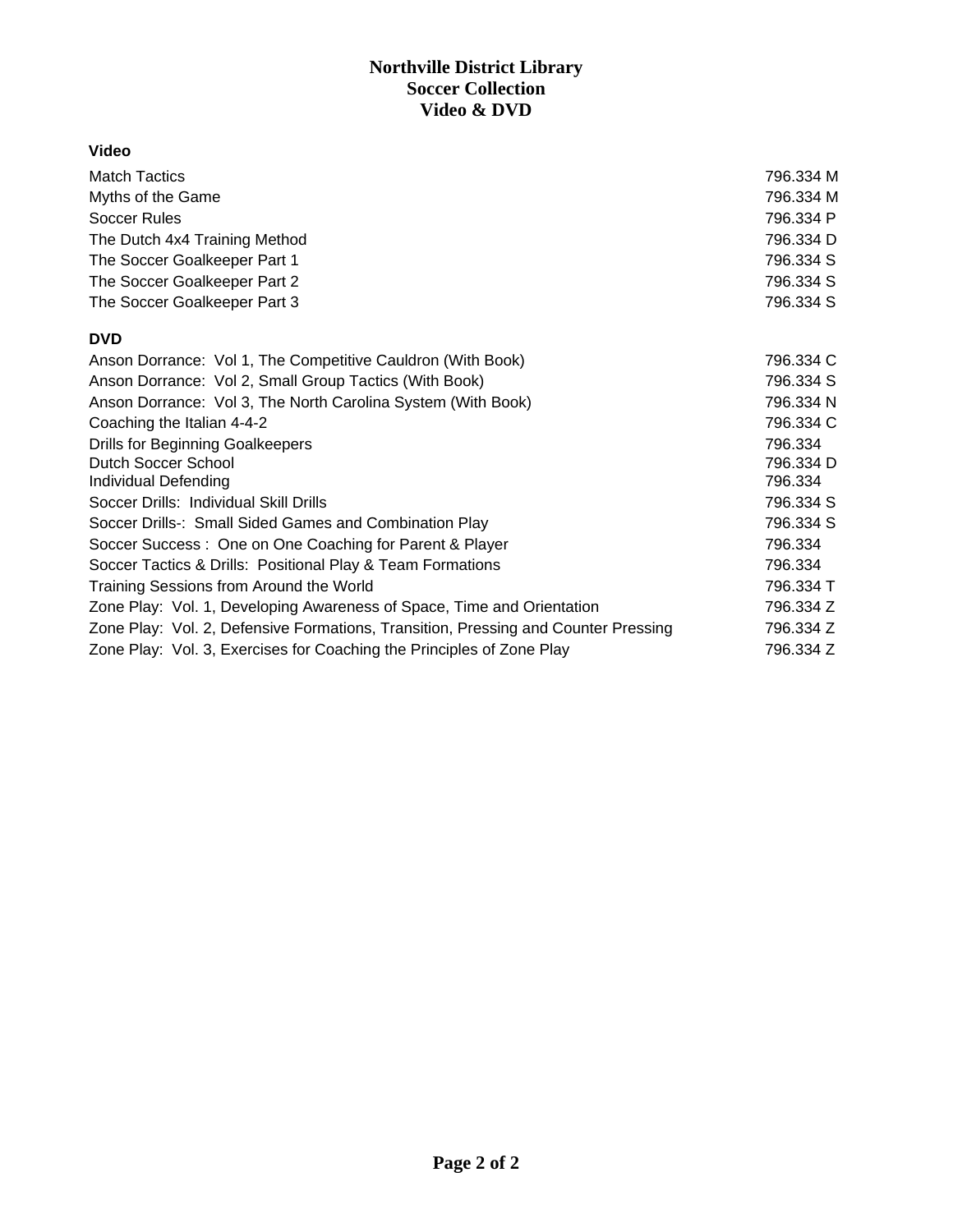# Northville District Library
## Soccer Collection
## Video & DVD

### Video

| | |
|---|---|
| Match Tactics | 796.334 M |
| Myths of the Game | 796.334 M |
| Soccer Rules | 796.334 P |
| The Dutch 4x4 Training Method | 796.334 D |
| The Soccer Goalkeeper Part 1 | 796.334 S |
| The Soccer Goalkeeper Part 2 | 796.334 S |
| The Soccer Goalkeeper Part 3 | 796.334 S |

### DVD

| | |
|---|---|
| Anson Dorrance: Vol 1, The Competitive Cauldron (With Book) | 796.334 C |
| Anson Dorrance: Vol 2, Small Group Tactics (With Book) | 796.334 S |
| Anson Dorrance: Vol 3, The North Carolina System (With Book) | 796.334 N |
| Coaching the Italian 4-4-2 | 796.334 C |
| Drills for Beginning Goalkeepers | 796.334 |
| Dutch Soccer School | 796.334 D |
| Individual Defending | 796.334 |
| Soccer Drills: Individual Skill Drills | 796.334 S |
| Soccer Drills-: Small Sided Games and Combination Play | 796.334 S |
| Soccer Success : One on One Coaching for Parent & Player | 796.334 |
| Soccer Tactics & Drills: Positional Play & Team Formations | 796.334 |
| Training Sessions from Around the World | 796.334 T |
| Zone Play: Vol. 1, Developing Awareness of Space, Time and Orientation | 796.334 Z |
| Zone Play: Vol. 2, Defensive Formations, Transition, Pressing and Counter Pressing | 796.334 Z |
| Zone Play: Vol. 3, Exercises for Coaching the Principles of Zone Play | 796.334 Z |